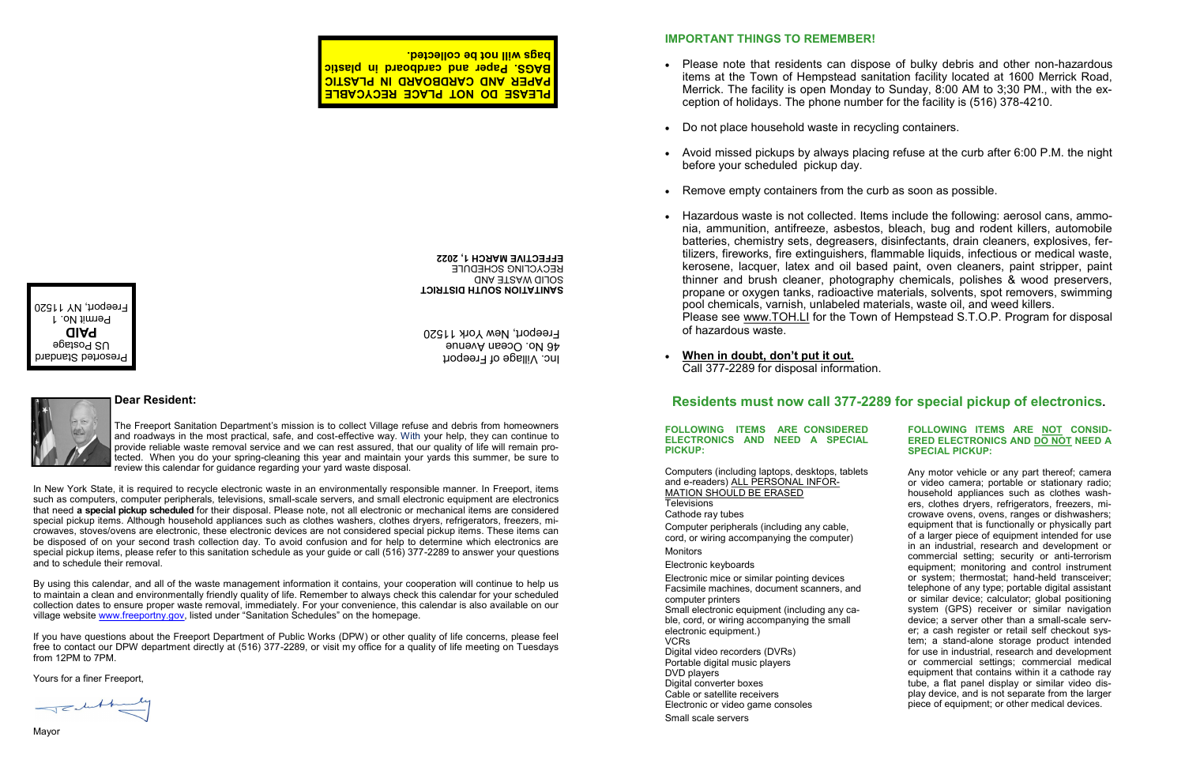**PLEASE DO NOT PLACE RECYCABLE PAPER AND CARDBOARD IN PLASTIC BAGS. Paper and cardboard in plastic bags will not be collected.**

Presorted Standard
US Postage
**PAID**
Permit No. 1
Freeport, NY 11520

**SANITATION SOUTH DISTRICT**
SOLID WASTE AND
RECYCLING SCHEDULE
**EFFECTIVE MARCH 1, 2022**

Inc. Village of Freeport
46 No. Ocean Avenue
Freeport, New York 11520

## Dear Resident:

The Freeport Sanitation Department's mission is to collect Village refuse and debris from homeowners and roadways in the most practical, safe, and cost-effective way. With your help, they can continue to provide reliable waste removal service and we can rest assured, that our quality of life will remain protected. When you do your spring-cleaning this year and maintain your yards this summer, be sure to review this calendar for guidance regarding your yard waste disposal.

In New York State, it is required to recycle electronic waste in an environmentally responsible manner. In Freeport, items such as computers, computer peripherals, televisions, small-scale servers, and small electronic equipment are electronics that need **a special pickup scheduled** for their disposal. Please note, not all electronic or mechanical items are considered special pickup items. Although household appliances such as clothes washers, clothes dryers, refrigerators, freezers, microwaves, stoves/ovens are electronic, these electronic devices are not considered special pickup items. These items can be disposed of on your second trash collection day. To avoid confusion and for help to determine which electronics are special pickup items, please refer to this sanitation schedule as your guide or call (516) 377-2289 to answer your questions and to schedule their removal.

By using this calendar, and all of the waste management information it contains, your cooperation will continue to help us to maintain a clean and environmentally friendly quality of life. Remember to always check this calendar for your scheduled collection dates to ensure proper waste removal, immediately. For your convenience, this calendar is also available on our village website www.freeportny.gov, listed under "Sanitation Schedules" on the homepage.

If you have questions about the Freeport Department of Public Works (DPW) or other quality of life concerns, please feel free to contact our DPW department directly at (516) 377-2289, or visit my office for a quality of life meeting on Tuesdays from 12PM to 7PM.

Yours for a finer Freeport,

Mayor

## IMPORTANT THINGS TO REMEMBER!

- Please note that residents can dispose of bulky debris and other non-hazardous items at the Town of Hempstead sanitation facility located at 1600 Merrick Road, Merrick. The facility is open Monday to Sunday, 8:00 AM to 3;30 PM., with the exception of holidays. The phone number for the facility is (516) 378-4210.
- Do not place household waste in recycling containers.
- Avoid missed pickups by always placing refuse at the curb after 6:00 P.M. the night before your scheduled pickup day.
- Remove empty containers from the curb as soon as possible.
- Hazardous waste is not collected. Items include the following: aerosol cans, ammonia, ammunition, antifreeze, asbestos, bleach, bug and rodent killers, automobile batteries, chemistry sets, degreasers, disinfectants, drain cleaners, explosives, fertilizers, fireworks, fire extinguishers, flammable liquids, infectious or medical waste, kerosene, lacquer, latex and oil based paint, oven cleaners, paint stripper, paint thinner and brush cleaner, photography chemicals, polishes & wood preservers, propane or oxygen tanks, radioactive materials, solvents, spot removers, swimming pool chemicals, varnish, unlabeled materials, waste oil, and weed killers.
  Please see www.TOH.LI for the Town of Hempstead S.T.O.P. Program for disposal of hazardous waste.
- **When in doubt, don't put it out.**
  Call 377-2289 for disposal information.

## Residents must now call 377-2289 for special pickup of electronics.

### FOLLOWING ITEMS ARE CONSIDERED ELECTRONICS AND NEED A SPECIAL PICKUP:

Computers (including laptops, desktops, tablets and e-readers) ALL PERSONAL INFORMATION SHOULD BE ERASED
Televisions
Cathode ray tubes
Computer peripherals (including any cable, cord, or wiring accompanying the computer)
Monitors
Electronic keyboards
Electronic mice or similar pointing devices
Facsimile machines, document scanners, and computer printers
Small electronic equipment (including any cable, cord, or wiring accompanying the small electronic equipment.)
VCRs
Digital video recorders (DVRs)
Portable digital music players
DVD players
Digital converter boxes
Cable or satellite receivers
Electronic or video game consoles
Small scale servers

### FOLLOWING ITEMS ARE NOT CONSIDERED ELECTRONICS AND DO NOT NEED A SPECIAL PICKUP:

Any motor vehicle or any part thereof; camera or video camera; portable or stationary radio; household appliances such as clothes washers, clothes dryers, refrigerators, freezers, microwave ovens, ovens, ranges or dishwashers; equipment that is functionally or physically part of a larger piece of equipment intended for use in an industrial, research and development or commercial setting; security or anti-terrorism equipment; monitoring and control instrument or system; thermostat; hand-held transceiver; telephone of any type; portable digital assistant or similar device; calculator; global positioning system (GPS) receiver or similar navigation device; a server other than a small-scale server; a cash register or retail self checkout system; a stand-alone storage product intended for use in industrial, research and development or commercial settings; commercial medical equipment that contains within it a cathode ray tube, a flat panel display or similar video display device, and is not separate from the larger piece of equipment; or other medical devices.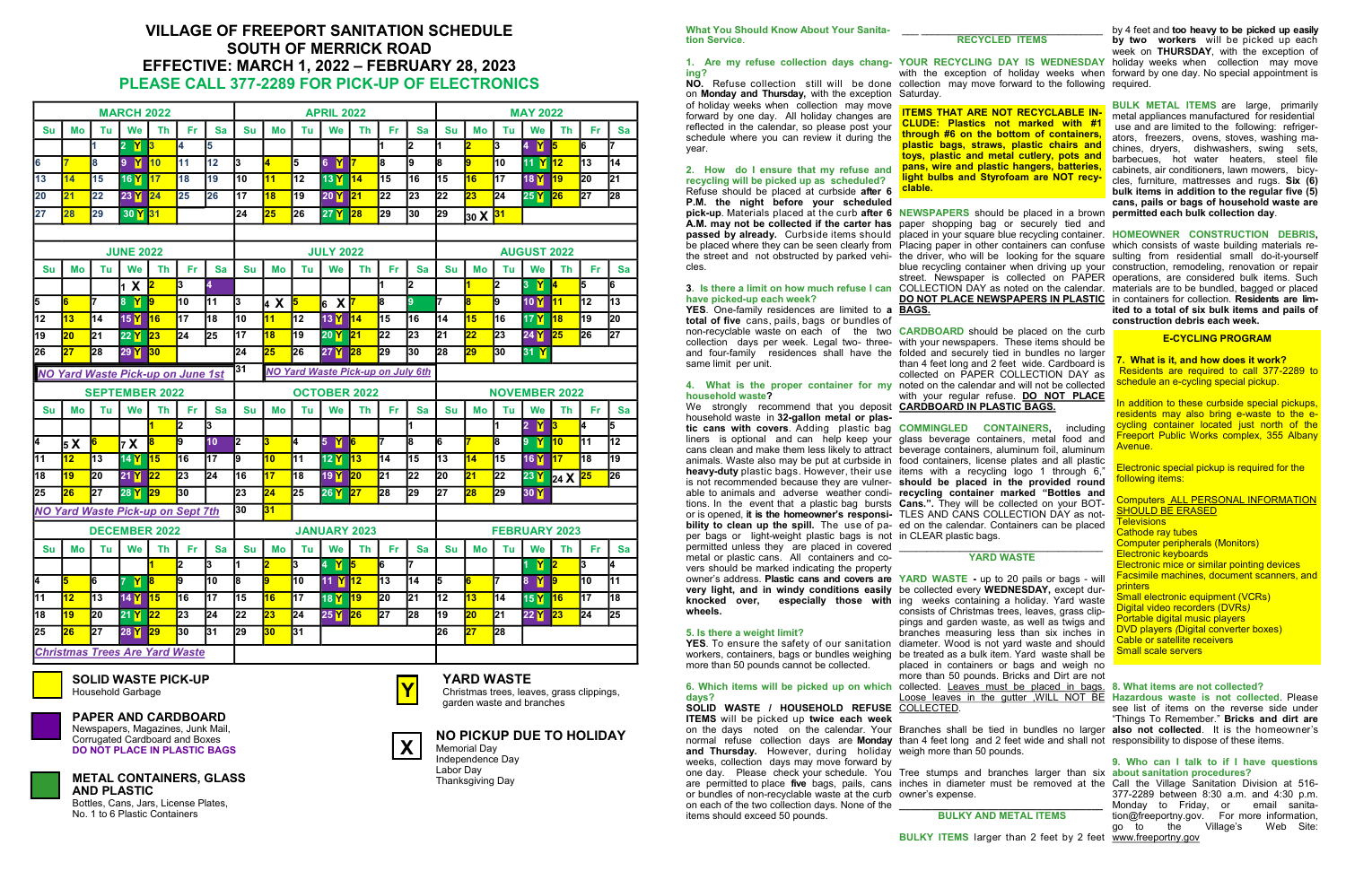# VILLAGE OF FREEPORT SANITATION SCHEDULE
# SOUTH OF MERRICK ROAD
# EFFECTIVE: MARCH 1, 2022 – FEBRUARY 28, 2023
## PLEASE CALL 377-2289 FOR PICK-UP OF ELECTRONICS

### MARCH 2022

| Su | Mo | Tu | We | Th | Fr | Sa |
|---|---|---|---|---|---|---|
| | | 1 | 2 Y | 3 | 4 | 5 |
| 6 | 7 | 8 | 9 Y | 10 | 11 | 12 |
| 13 | 14 | 15 | 16 Y | 17 | 18 | 19 |
| 20 | 21 | 22 | 23 Y | 24 | 25 | 26 |
| 27 | 28 | 29 | 30 Y | 31 | | |

### APRIL 2022

| Su | Mo | Tu | We | Th | Fr | Sa |
|---|---|---|---|---|---|---|
| | | | | | 1 | 2 |
| 3 | 4 | 5 | 6 Y | 7 | 8 | 9 |
| 10 | 11 | 12 | 13 Y | 14 | 15 | 16 |
| 17 | 18 | 19 | 20 Y | 21 | 22 | 23 |
| 24 | 25 | 26 | 27 Y | 28 | 29 | 30 |

### MAY 2022

| Su | Mo | Tu | We | Th | Fr | Sa |
|---|---|---|---|---|---|---|
| 1 | 2 | 3 | 4 Y | 5 | 6 | 7 |
| 8 | 9 | 10 | 11 Y | 12 | 13 | 14 |
| 15 | 16 | 17 | 18 Y | 19 | 20 | 21 |
| 22 | 23 | 24 | 25 Y | 26 | 27 | 28 |
| 29 | 30 X | 31 | | | | |

### JUNE 2022

| Su | Mo | Tu | We | Th | Fr | Sa |
|---|---|---|---|---|---|---|
| | | | 1 X | 2 | 3 | 4 |
| 5 | 6 | 7 | 8 Y | 9 | 10 | 11 |
| 12 | 13 | 14 | 15 Y | 16 | 17 | 18 |
| 19 | 20 | 21 | 22 Y | 23 | 24 | 25 |
| 26 | 27 | 28 | 29 Y | 30 | | |

*NO Yard Waste Pick-up on June 1st*

### JULY 2022

| Su | Mo | Tu | We | Th | Fr | Sa |
|---|---|---|---|---|---|---|
| | | | | | 1 | 2 |
| 3 | 4 X | 5 | 6 X | 7 | 8 | 9 |
| 10 | 11 | 12 | 13 Y | 14 | 15 | 16 |
| 17 | 18 | 19 | 20 Y | 21 | 22 | 23 |
| 24 | 25 | 26 | 27 Y | 28 | 29 | 30 |
| 31 | | | | | | |

*NO Yard Waste Pick-up on July 6th*

### AUGUST 2022

| Su | Mo | Tu | We | Th | Fr | Sa |
|---|---|---|---|---|---|---|
| | 1 | 2 | 3 Y | 4 | 5 | 6 |
| 7 | 8 | 9 | 10 Y | 11 | 12 | 13 |
| 14 | 15 | 16 | 17 Y | 18 | 19 | 20 |
| 21 | 22 | 23 | 24 Y | 25 | 26 | 27 |
| 28 | 29 | 30 | 31 Y | | | |

### SEPTEMBER 2022

| Su | Mo | Tu | We | Th | Fr | Sa |
|---|---|---|---|---|---|---|
| | | | | 1 | 2 | 3 |
| 4 | 5 X | 6 | 7 X | 8 | 9 | 10 |
| 11 | 12 | 13 | 14 Y | 15 | 16 | 17 |
| 18 | 19 | 20 | 21 Y | 22 | 23 | 24 |
| 25 | 26 | 27 | 28 Y | 29 | 30 | |

*NO Yard Waste Pick-up on Sept 7th*

### OCTOBER 2022

| Su | Mo | Tu | We | Th | Fr | Sa |
|---|---|---|---|---|---|---|
| | | | | | | 1 |
| 2 | 3 | 4 | 5 Y | 6 | 7 | 8 |
| 9 | 10 | 11 | 12 Y | 13 | 14 | 15 |
| 16 | 17 | 18 | 19 Y | 20 | 21 | 22 |
| 23 | 24 | 25 | 26 Y | 27 | 28 | 29 |
| 30 | 31 | | | | | |

### NOVEMBER 2022

| Su | Mo | Tu | We | Th | Fr | Sa |
|---|---|---|---|---|---|---|
| | | 1 | 2 Y | 3 | 4 | 5 |
| 6 | 7 | 8 | 9 Y | 10 | 11 | 12 |
| 13 | 14 | 15 | 16 Y | 17 | 18 | 19 |
| 20 | 21 | 22 | 23 Y | 24 X | 25 | 26 |
| 27 | 28 | 29 | 30 Y | | | |

### DECEMBER 2022

| Su | Mo | Tu | We | Th | Fr | Sa |
|---|---|---|---|---|---|---|
| | | | | 1 | 2 | 3 |
| 4 | 5 | 6 | 7 Y | 8 | 9 | 10 |
| 11 | 12 | 13 | 14 Y | 15 | 16 | 17 |
| 18 | 19 | 20 | 21 Y | 22 | 23 | 24 |
| 25 | 26 | 27 | 28 Y | 29 | 30 | 31 |

*Christmas Trees Are Yard Waste*

### JANUARY 2023

| Su | Mo | Tu | We | Th | Fr | Sa |
|---|---|---|---|---|---|---|
| 1 | 2 | 3 | 4 Y | 5 | 6 | 7 |
| 8 | 9 | 10 | 11 Y | 12 | 13 | 14 |
| 15 | 16 | 17 | 18 Y | 19 | 20 | 21 |
| 22 | 23 | 24 | 25 Y | 26 | 27 | 28 |
| 29 | 30 | 31 | | | | |

### FEBRUARY 2023

| Su | Mo | Tu | We | Th | Fr | Sa |
|---|---|---|---|---|---|---|
| | | | 1 Y | 2 | 3 | 4 |
| 5 | 6 | 7 | 8 Y | 9 | 10 | 11 |
| 12 | 13 | 14 | 15 Y | 16 | 17 | 18 |
| 19 | 20 | 21 | 22 Y | 23 | 24 | 25 |
| 26 | 27 | 28 | | | | |

**SOLID WASTE PICK-UP**
Household Garbage

**PAPER AND CARDBOARD**
Newspapers, Magazines, Junk Mail, Corrugated Cardboard and Boxes
**DO NOT PLACE IN PLASTIC BAGS**

**METAL CONTAINERS, GLASS AND PLASTIC**
Bottles, Cans, Jars, License Plates, No. 1 to 6 Plastic Containers

**Y — YARD WASTE**
Christmas trees, leaves, grass clippings, garden waste and branches

**X — NO PICKUP DUE TO HOLIDAY**
Memorial Day
Independence Day
Labor Day
Thanksgiving Day

## What You Should Know About Your Sanitation Service.

**1. Are my refuse collection days changing?**

**NO.** Refuse collection still will be done on **Monday and Thursday,** with the exception of holiday weeks when collection may move forward by one day. All holiday changes are reflected in the calendar, so please post your schedule where you can review it during the year.

**2. How do I ensure that my refuse and recycling will be picked up as scheduled?**

Refuse should be placed at curbside **after 6 P.M. the night before your scheduled pick-up.** Materials placed at the curb **after 6 A.M. may not be collected if the carter has passed by already.** Curbside items should be placed where they can be seen clearly from the street and not obstructed by parked vehicles.

**3. Is there a limit on how much refuse I can have picked-up each week?**

**YES**. One-family residences are limited to **a total of five** cans, pails, bags or bundles of non-recyclable waste on each of the two collection days per week. Legal two- three- and four-family residences shall have the same limit per unit.

**4. What is the proper container for my household waste?**

We strongly recommend that you deposit household waste in **32-gallon metal or plastic cans with covers**. Adding plastic bag liners is optional and can help keep your cans clean and make them less likely to attract animals. Waste also may be put at curbside in **heavy-duty** plastic bags. However, their use is not recommended because they are vulnerable to animals and adverse weather conditions. In the event that a plastic bag bursts or is opened, **it is the homeowner's responsibility to clean up the spill.** The use of paper bags or light-weight plastic bags is not permitted unless they are placed in covered metal or plastic cans. All containers and covers should be marked indicating the property owner's address. **Plastic cans and covers are very light, and in windy conditions easily knocked over, especially those with wheels.**

**5. Is there a weight limit?**

**YES**. To ensure the safety of our sanitation workers, containers, bags or bundles weighing more than 50 pounds cannot be collected.

**6. Which items will be picked up on which days?**

**SOLID WASTE / HOUSEHOLD REFUSE ITEMS** will be picked up **twice each week** on the days noted on the calendar. Your normal refuse collection days are **Monday and Thursday.** However, during holiday weeks, collection days may move forward by one day. Please check your schedule. You are permitted to place **five** bags, pails, cans or bundles of non-recyclable waste at the curb on each of the two collection days. None of the items should exceed 50 pounds.

### RECYCLED ITEMS

**YOUR RECYCLING DAY IS WEDNESDAY** with the exception of holiday weeks when collection may move forward to the following Saturday.

**ITEMS THAT ARE NOT RECYCLABLE INCLUDE: Plastics not marked with #1 through #6 on the bottom of containers, plastic bags, straws, plastic chairs and toys, plastic and metal cutlery, pots and pans, wire and plastic hangers, batteries, light bulbs and Styrofoam are NOT recyclable.**

**NEWSPAPERS** should be placed in a brown paper shopping bag or securely tied and placed in your square blue recycling container. Placing paper in other containers can confuse the driver, who will be looking for the square blue recycling container when driving up your street. Newspaper is collected on PAPER COLLECTION DAY as noted on the calendar. **DO NOT PLACE NEWSPAPERS IN PLASTIC BAGS.**

**CARDBOARD** should be placed on the curb with your newspapers. These items should be folded and securely tied in bundles no larger than 4 feet long and 2 feet wide. Cardboard is collected on PAPER COLLECTION DAY as noted on the calendar and will not be collected with your regular refuse. **DO NOT PLACE CARDBOARD IN PLASTIC BAGS.**

**COMMINGLED CONTAINERS,** including glass beverage containers, metal food and beverage containers, aluminum foil, aluminum food containers, license plates and all plastic items with a recycling logo 1 through 6," **should be placed in the provided round recycling container marked "Bottles and Cans.".** They will be collected on your BOTTLES AND CANS COLLECTION DAY as noted on the calendar. Containers can be placed in CLEAR plastic bags.

### YARD WASTE

**YARD WASTE -** up to 20 pails or bags - will be collected every **WEDNESDAY,** except during weeks containing a holiday. Yard waste consists of Christmas trees, leaves, grass clippings and garden waste, as well as twigs and branches measuring less than six inches in diameter. Wood is not yard waste and should be treated as a bulk item. Yard waste shall be placed in containers or bags and weigh no more than 50 pounds. Bricks and Dirt are not collected. Leaves must be placed in bags. Loose leaves in the gutter ,WILL NOT BE COLLECTED.

Branches shall be tied in bundles no larger than 4 feet long and 2 feet wide and shall not weigh more than 50 pounds.

Tree stumps and branches larger than six inches in diameter must be removed at the owner's expense.

### BULKY AND METAL ITEMS

**BULKY ITEMS** larger than 2 feet by 2 feet by 4 feet and **too heavy to be picked up easily by two workers** will be picked up each week on **THURSDAY**, with the exception of holiday weeks when collection may move forward by one day. No special appointment is required.

**BULK METAL ITEMS** are large, primarily metal appliances manufactured for residential use and are limited to the following: refrigerators, freezers, ovens, stoves, washing machines, dryers, dishwashers, swing sets, barbecues, hot water heaters, steel file cabinets, air conditioners, lawn mowers, bicycles, furniture, mattresses and rugs. **Six (6) bulk items in addition to the regular five (5) cans, pails or bags of household waste are permitted each bulk collection day**.

**HOMEOWNER CONSTRUCTION DEBRIS,** which consists of waste building materials resulting from residential small do-it-yourself construction, remodeling, renovation or repair operations, are considered bulk items. Such materials are to be bundled, bagged or placed in containers for collection. **Residents are limited to a total of six bulk items and pails of construction debris each week.**

### E-CYCLING PROGRAM

**7. What is it, and how does it work?**
Residents are required to call 377-2289 to schedule an e-cycling special pickup.

In addition to these curbside special pickups, residents may also bring e-waste to the e-cycling container located just north of the Freeport Public Works complex, 355 Albany Avenue.

Electronic special pickup is required for the following items:

Computers ALL PERSONAL INFORMATION SHOULD BE ERASED
Televisions
Cathode ray tubes
Computer peripherals (Monitors)
Electronic keyboards
Electronic mice or similar pointing devices
Facsimile machines, document scanners, and printers
Small electronic equipment (VCRs)
Digital video recorders (DVRs)
Portable digital music players
DVD players (Digital converter boxes)
Cable or satellite receivers
Small scale servers

**8. What items are not collected?**

**Hazardous waste is not collected**. Please see list of items on the reverse side under "Things To Remember." **Bricks and dirt are also not collected**. It is the homeowner's responsibility to dispose of these items.

**9. Who can I talk to if I have questions about sanitation procedures?**

Call the Village Sanitation Division at 516-377-2289 between 8:30 a.m. and 4:30 p.m. Monday to Friday, or email sanitation@freeportny.gov. For more information, go to the Village's Web Site: www.freeportny.gov